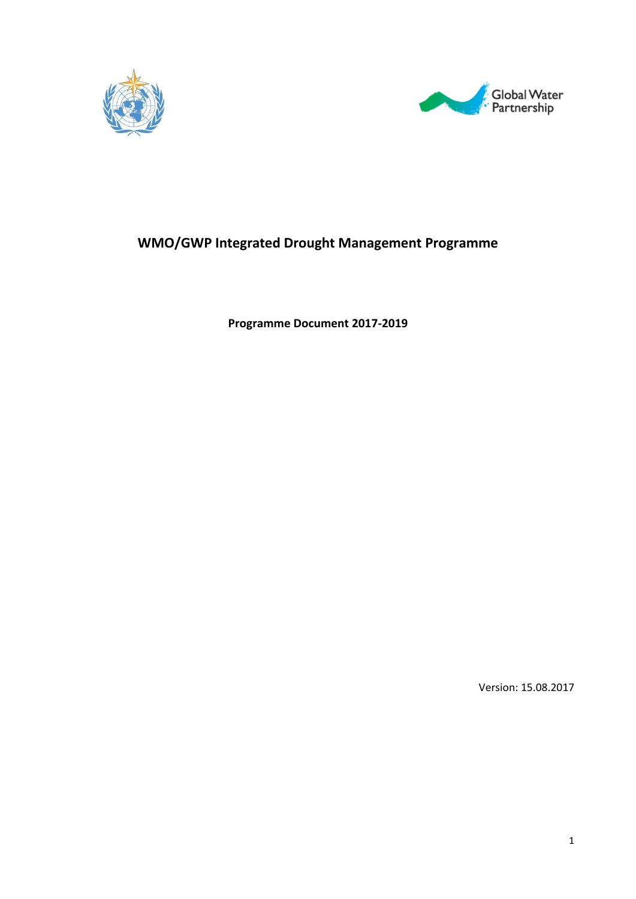Global Water Partnership

# WMO/GWP Integrated Drought Management Programme

**Programme Document 2017-2019**

Version: 15.08.2017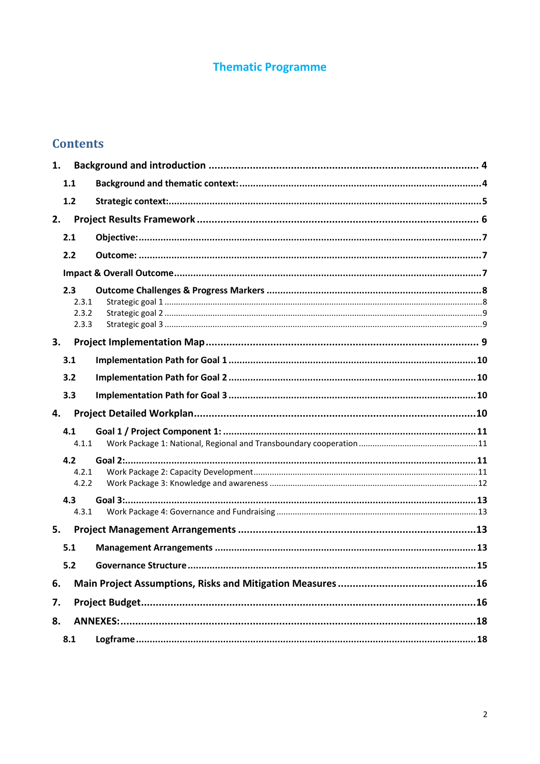# Thematic Programme

## Contents

1. Background and introduction ........ 4
   - 1.1 Background and thematic context: ........ 4
   - 1.2 Strategic context: ........ 5
2. Project Results Framework ........ 6
   - 2.1 Objective: ........ 7
   - 2.2 Outcome: ........ 7
   - Impact & Overall Outcome ........ 7
   - 2.3 Outcome Challenges & Progress Markers ........ 8
     - 2.3.1 Strategic goal 1 ........ 8
     - 2.3.2 Strategic goal 2 ........ 9
     - 2.3.3 Strategic goal 3 ........ 9
3. Project Implementation Map ........ 9
   - 3.1 Implementation Path for Goal 1 ........ 10
   - 3.2 Implementation Path for Goal 2 ........ 10
   - 3.3 Implementation Path for Goal 3 ........ 10
4. Project Detailed Workplan ........ 10
   - 4.1 Goal 1 / Project Component 1: ........ 11
     - 4.1.1 Work Package 1: National, Regional and Transboundary cooperation ........ 11
   - 4.2 Goal 2: ........ 11
     - 4.2.1 Work Package 2: Capacity Development ........ 11
     - 4.2.2 Work Package 3: Knowledge and awareness ........ 12
   - 4.3 Goal 3: ........ 13
     - 4.3.1 Work Package 4: Governance and Fundraising ........ 13
5. Project Management Arrangements ........ 13
   - 5.1 Management Arrangements ........ 13
   - 5.2 Governance Structure ........ 15
6. Main Project Assumptions, Risks and Mitigation Measures ........ 16
7. Project Budget ........ 16
8. ANNEXES: ........ 18
   - 8.1 Logframe ........ 18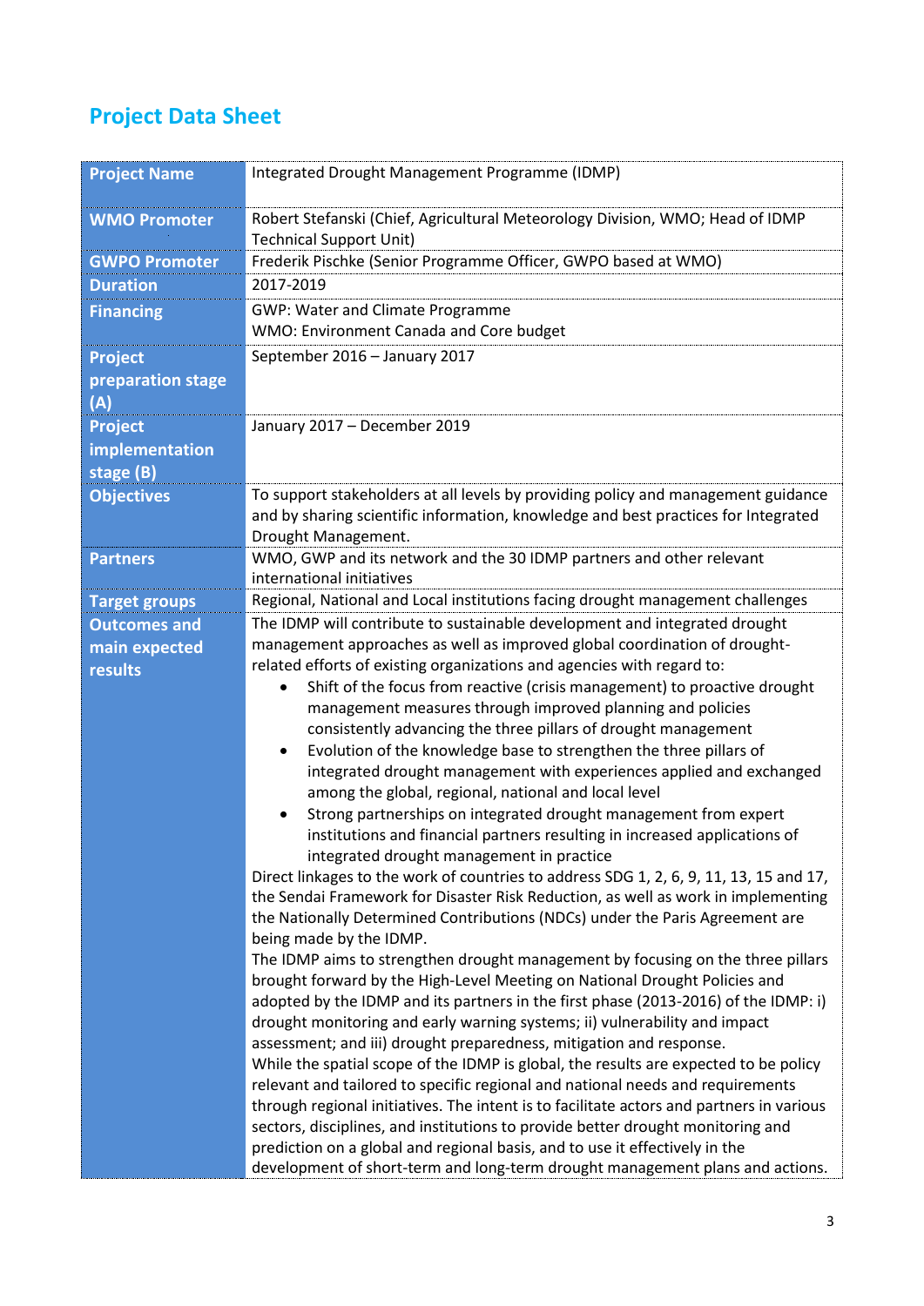## Project Data Sheet

| | |
|---|---|
| **Project Name** | Integrated Drought Management Programme (IDMP) |
| **WMO Promoter** | Robert Stefanski (Chief, Agricultural Meteorology Division, WMO; Head of IDMP Technical Support Unit) |
| **GWPO Promoter** | Frederik Pischke (Senior Programme Officer, GWPO based at WMO) |
| **Duration** | 2017-2019 |
| **Financing** | GWP: Water and Climate Programme<br>WMO: Environment Canada and Core budget |
| **Project preparation stage (A)** | September 2016 – January 2017 |
| **Project implementation stage (B)** | January 2017 – December 2019 |
| **Objectives** | To support stakeholders at all levels by providing policy and management guidance and by sharing scientific information, knowledge and best practices for Integrated Drought Management. |
| **Partners** | WMO, GWP and its network and the 30 IDMP partners and other relevant international initiatives |
| **Target groups** | Regional, National and Local institutions facing drought management challenges |
| **Outcomes and main expected results** | The IDMP will contribute to sustainable development and integrated drought management approaches as well as improved global coordination of drought-related efforts of existing organizations and agencies with regard to:<br>• Shift of the focus from reactive (crisis management) to proactive drought management measures through improved planning and policies consistently advancing the three pillars of drought management<br>• Evolution of the knowledge base to strengthen the three pillars of integrated drought management with experiences applied and exchanged among the global, regional, national and local level<br>• Strong partnerships on integrated drought management from expert institutions and financial partners resulting in increased applications of integrated drought management in practice<br>Direct linkages to the work of countries to address SDG 1, 2, 6, 9, 11, 13, 15 and 17, the Sendai Framework for Disaster Risk Reduction, as well as work in implementing the Nationally Determined Contributions (NDCs) under the Paris Agreement are being made by the IDMP.<br>The IDMP aims to strengthen drought management by focusing on the three pillars brought forward by the High-Level Meeting on National Drought Policies and adopted by the IDMP and its partners in the first phase (2013-2016) of the IDMP: i) drought monitoring and early warning systems; ii) vulnerability and impact assessment; and iii) drought preparedness, mitigation and response.<br>While the spatial scope of the IDMP is global, the results are expected to be policy relevant and tailored to specific regional and national needs and requirements through regional initiatives. The intent is to facilitate actors and partners in various sectors, disciplines, and institutions to provide better drought monitoring and prediction on a global and regional basis, and to use it effectively in the development of short-term and long-term drought management plans and actions. |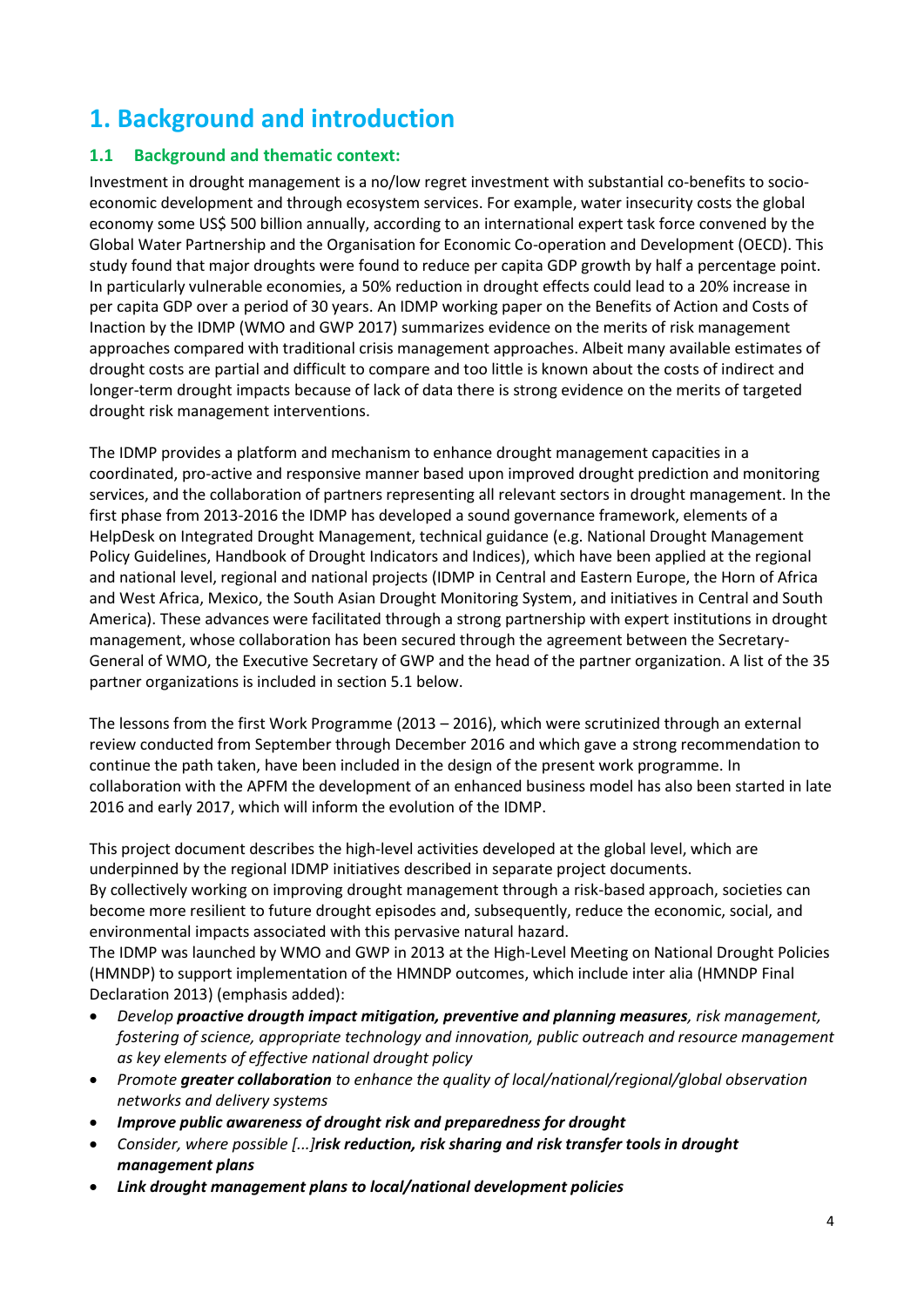// 1. Background and introduction

## 1.1 Background and thematic context:

Investment in drought management is a no/low regret investment with substantial co-benefits to socio-economic development and through ecosystem services. For example, water insecurity costs the global economy some US$ 500 billion annually, according to an international expert task force convened by the Global Water Partnership and the Organisation for Economic Co-operation and Development (OECD). This study found that major droughts were found to reduce per capita GDP growth by half a percentage point. In particularly vulnerable economies, a 50% reduction in drought effects could lead to a 20% increase in per capita GDP over a period of 30 years. An IDMP working paper on the Benefits of Action and Costs of Inaction by the IDMP (WMO and GWP 2017) summarizes evidence on the merits of risk management approaches compared with traditional crisis management approaches. Albeit many available estimates of drought costs are partial and difficult to compare and too little is known about the costs of indirect and longer-term drought impacts because of lack of data there is strong evidence on the merits of targeted drought risk management interventions.

The IDMP provides a platform and mechanism to enhance drought management capacities in a coordinated, pro-active and responsive manner based upon improved drought prediction and monitoring services, and the collaboration of partners representing all relevant sectors in drought management. In the first phase from 2013-2016 the IDMP has developed a sound governance framework, elements of a HelpDesk on Integrated Drought Management, technical guidance (e.g. National Drought Management Policy Guidelines, Handbook of Drought Indicators and Indices), which have been applied at the regional and national level, regional and national projects (IDMP in Central and Eastern Europe, the Horn of Africa and West Africa, Mexico, the South Asian Drought Monitoring System, and initiatives in Central and South America). These advances were facilitated through a strong partnership with expert institutions in drought management, whose collaboration has been secured through the agreement between the Secretary-General of WMO, the Executive Secretary of GWP and the head of the partner organization. A list of the 35 partner organizations is included in section 5.1 below.

The lessons from the first Work Programme (2013 – 2016), which were scrutinized through an external review conducted from September through December 2016 and which gave a strong recommendation to continue the path taken, have been included in the design of the present work programme. In collaboration with the APFM the development of an enhanced business model has also been started in late 2016 and early 2017, which will inform the evolution of the IDMP.

This project document describes the high-level activities developed at the global level, which are underpinned by the regional IDMP initiatives described in separate project documents.
By collectively working on improving drought management through a risk-based approach, societies can become more resilient to future drought episodes and, subsequently, reduce the economic, social, and environmental impacts associated with this pervasive natural hazard.
The IDMP was launched by WMO and GWP in 2013 at the High-Level Meeting on National Drought Policies (HMNDP) to support implementation of the HMNDP outcomes, which include inter alia (HMNDP Final Declaration 2013) (emphasis added):

- *Develop* ***proactive drougth impact mitigation, preventive and planning measures****, risk management, fostering of science, appropriate technology and innovation, public outreach and resource management as key elements of effective national drought policy*
- *Promote* ***greater collaboration*** *to enhance the quality of local/national/regional/global observation networks and delivery systems*
- ***Improve public awareness of drought risk and preparedness for drought***
- *Consider, where possible [...]****risk reduction, risk sharing and risk transfer tools in drought management plans***
- ***Link drought management plans to local/national development policies***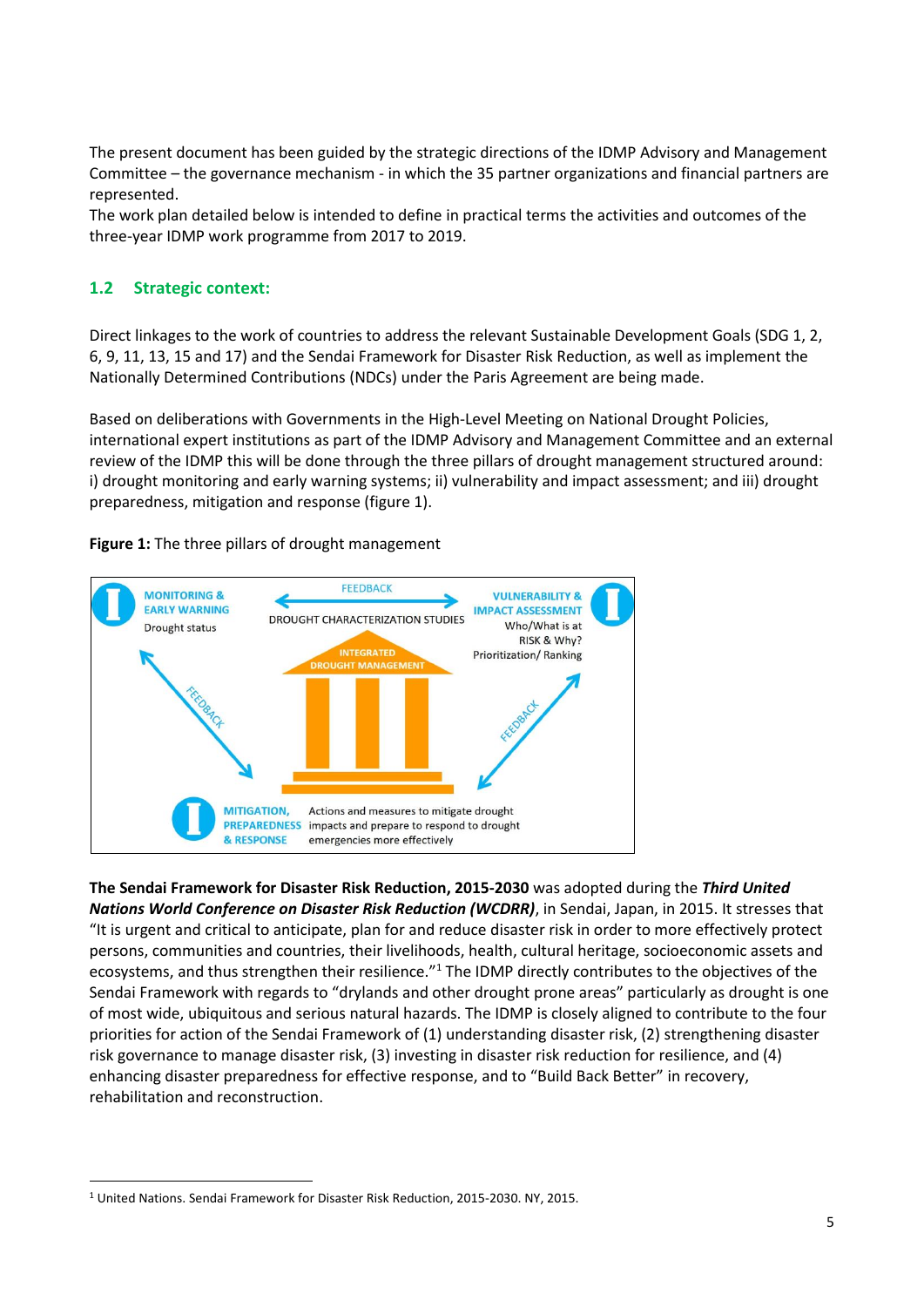The present document has been guided by the strategic directions of the IDMP Advisory and Management Committee – the governance mechanism - in which the 35 partner organizations and financial partners are represented.
The work plan detailed below is intended to define in practical terms the activities and outcomes of the three-year IDMP work programme from 2017 to 2019.

## 1.2 Strategic context:

Direct linkages to the work of countries to address the relevant Sustainable Development Goals (SDG 1, 2, 6, 9, 11, 13, 15 and 17) and the Sendai Framework for Disaster Risk Reduction, as well as implement the Nationally Determined Contributions (NDCs) under the Paris Agreement are being made.

Based on deliberations with Governments in the High-Level Meeting on National Drought Policies, international expert institutions as part of the IDMP Advisory and Management Committee and an external review of the IDMP this will be done through the three pillars of drought management structured around: i) drought monitoring and early warning systems; ii) vulnerability and impact assessment; and iii) drought preparedness, mitigation and response (figure 1).

**Figure 1:** The three pillars of drought management

MONITORING & EARLY WARNING
Drought status

FEEDBACK

DROUGHT CHARACTERIZATION STUDIES

VULNERABILITY & IMPACT ASSESSMENT
Who/What is at RISK & Why?
Prioritization/ Ranking

INTEGRATED DROUGHT MANAGEMENT

FEEDBACK

FEEDBACK

MITIGATION, PREPAREDNESS & RESPONSE
Actions and measures to mitigate drought impacts and prepare to respond to drought emergencies more effectively

**The Sendai Framework for Disaster Risk Reduction, 2015-2030** was adopted during the ***Third United Nations World Conference on Disaster Risk Reduction (WCDRR)***, in Sendai, Japan, in 2015. It stresses that "It is urgent and critical to anticipate, plan for and reduce disaster risk in order to more effectively protect persons, communities and countries, their livelihoods, health, cultural heritage, socioeconomic assets and ecosystems, and thus strengthen their resilience."[1] The IDMP directly contributes to the objectives of the Sendai Framework with regards to "drylands and other drought prone areas" particularly as drought is one of most wide, ubiquitous and serious natural hazards. The IDMP is closely aligned to contribute to the four priorities for action of the Sendai Framework of (1) understanding disaster risk, (2) strengthening disaster risk governance to manage disaster risk, (3) investing in disaster risk reduction for resilience, and (4) enhancing disaster preparedness for effective response, and to "Build Back Better" in recovery, rehabilitation and reconstruction.

---

[1] United Nations. Sendai Framework for Disaster Risk Reduction, 2015-2030. NY, 2015.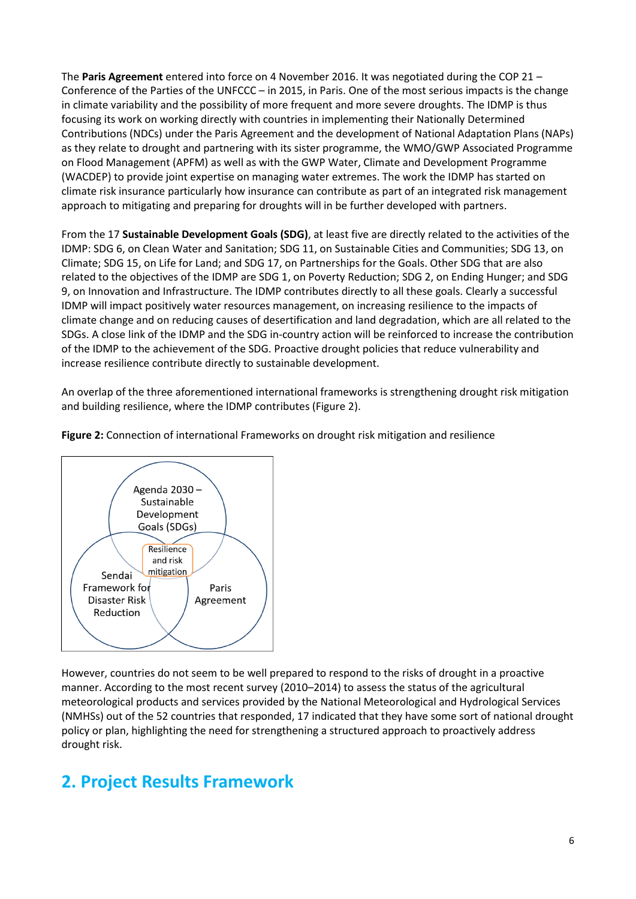The **Paris Agreement** entered into force on 4 November 2016. It was negotiated during the COP 21 – Conference of the Parties of the UNFCCC – in 2015, in Paris. One of the most serious impacts is the change in climate variability and the possibility of more frequent and more severe droughts. The IDMP is thus focusing its work on working directly with countries in implementing their Nationally Determined Contributions (NDCs) under the Paris Agreement and the development of National Adaptation Plans (NAPs) as they relate to drought and partnering with its sister programme, the WMO/GWP Associated Programme on Flood Management (APFM) as well as with the GWP Water, Climate and Development Programme (WACDEP) to provide joint expertise on managing water extremes. The work the IDMP has started on climate risk insurance particularly how insurance can contribute as part of an integrated risk management approach to mitigating and preparing for droughts will in be further developed with partners.

From the 17 **Sustainable Development Goals (SDG)**, at least five are directly related to the activities of the IDMP: SDG 6, on Clean Water and Sanitation; SDG 11, on Sustainable Cities and Communities; SDG 13, on Climate; SDG 15, on Life for Land; and SDG 17, on Partnerships for the Goals. Other SDG that are also related to the objectives of the IDMP are SDG 1, on Poverty Reduction; SDG 2, on Ending Hunger; and SDG 9, on Innovation and Infrastructure. The IDMP contributes directly to all these goals. Clearly a successful IDMP will impact positively water resources management, on increasing resilience to the impacts of climate change and on reducing causes of desertification and land degradation, which are all related to the SDGs. A close link of the IDMP and the SDG in-country action will be reinforced to increase the contribution of the IDMP to the achievement of the SDG. Proactive drought policies that reduce vulnerability and increase resilience contribute directly to sustainable development.

An overlap of the three aforementioned international frameworks is strengthening drought risk mitigation and building resilience, where the IDMP contributes (Figure 2).

**Figure 2:** Connection of international Frameworks on drought risk mitigation and resilience

Agenda 2030 – Sustainable Development Goals (SDGs)

Sendai Framework for Disaster Risk Reduction

Paris Agreement

Resilience and risk mitigation

However, countries do not seem to be well prepared to respond to the risks of drought in a proactive manner. According to the most recent survey (2010–2014) to assess the status of the agricultural meteorological products and services provided by the National Meteorological and Hydrological Services (NMHSs) out of the 52 countries that responded, 17 indicated that they have some sort of national drought policy or plan, highlighting the need for strengthening a structured approach to proactively address drought risk.

## 2. Project Results Framework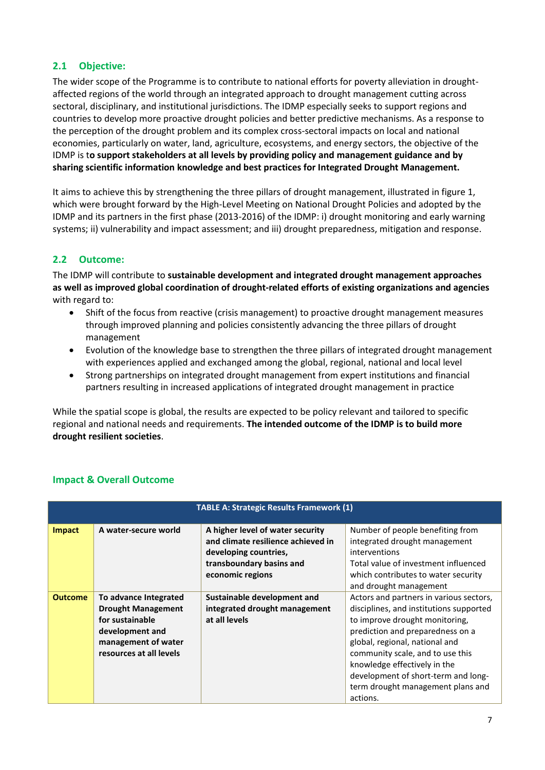## 2.1 Objective:

The wider scope of the Programme is to contribute to national efforts for poverty alleviation in drought-affected regions of the world through an integrated approach to drought management cutting across sectoral, disciplinary, and institutional jurisdictions. The IDMP especially seeks to support regions and countries to develop more proactive drought policies and better predictive mechanisms. As a response to the perception of the drought problem and its complex cross-sectoral impacts on local and national economies, particularly on water, land, agriculture, ecosystems, and energy sectors, the objective of the IDMP is t**o support stakeholders at all levels by providing policy and management guidance and by sharing scientific information knowledge and best practices for Integrated Drought Management.**

It aims to achieve this by strengthening the three pillars of drought management, illustrated in figure 1, which were brought forward by the High-Level Meeting on National Drought Policies and adopted by the IDMP and its partners in the first phase (2013-2016) of the IDMP: i) drought monitoring and early warning systems; ii) vulnerability and impact assessment; and iii) drought preparedness, mitigation and response.

## 2.2 Outcome:

The IDMP will contribute to **sustainable development and integrated drought management approaches as well as improved global coordination of drought-related efforts of existing organizations and agencies** with regard to:

- Shift of the focus from reactive (crisis management) to proactive drought management measures through improved planning and policies consistently advancing the three pillars of drought management
- Evolution of the knowledge base to strengthen the three pillars of integrated drought management with experiences applied and exchanged among the global, regional, national and local level
- Strong partnerships on integrated drought management from expert institutions and financial partners resulting in increased applications of integrated drought management in practice

While the spatial scope is global, the results are expected to be policy relevant and tailored to specific regional and national needs and requirements. **The intended outcome of the IDMP is to build more drought resilient societies**.

### Impact & Overall Outcome

| TABLE A: Strategic Results Framework (1) | | | |
|---|---|---|---|
| **Impact** | **A water-secure world** | **A higher level of water security and climate resilience achieved in developing countries, transboundary basins and economic regions** | Number of people benefiting from integrated drought management interventions<br>Total value of investment influenced which contributes to water security and drought management |
| **Outcome** | **To advance Integrated Drought Management for sustainable development and management of water resources at all levels** | **Sustainable development and integrated drought management at all levels** | Actors and partners in various sectors, disciplines, and institutions supported to improve drought monitoring, prediction and preparedness on a global, regional, national and community scale, and to use this knowledge effectively in the development of short-term and long-term drought management plans and actions. |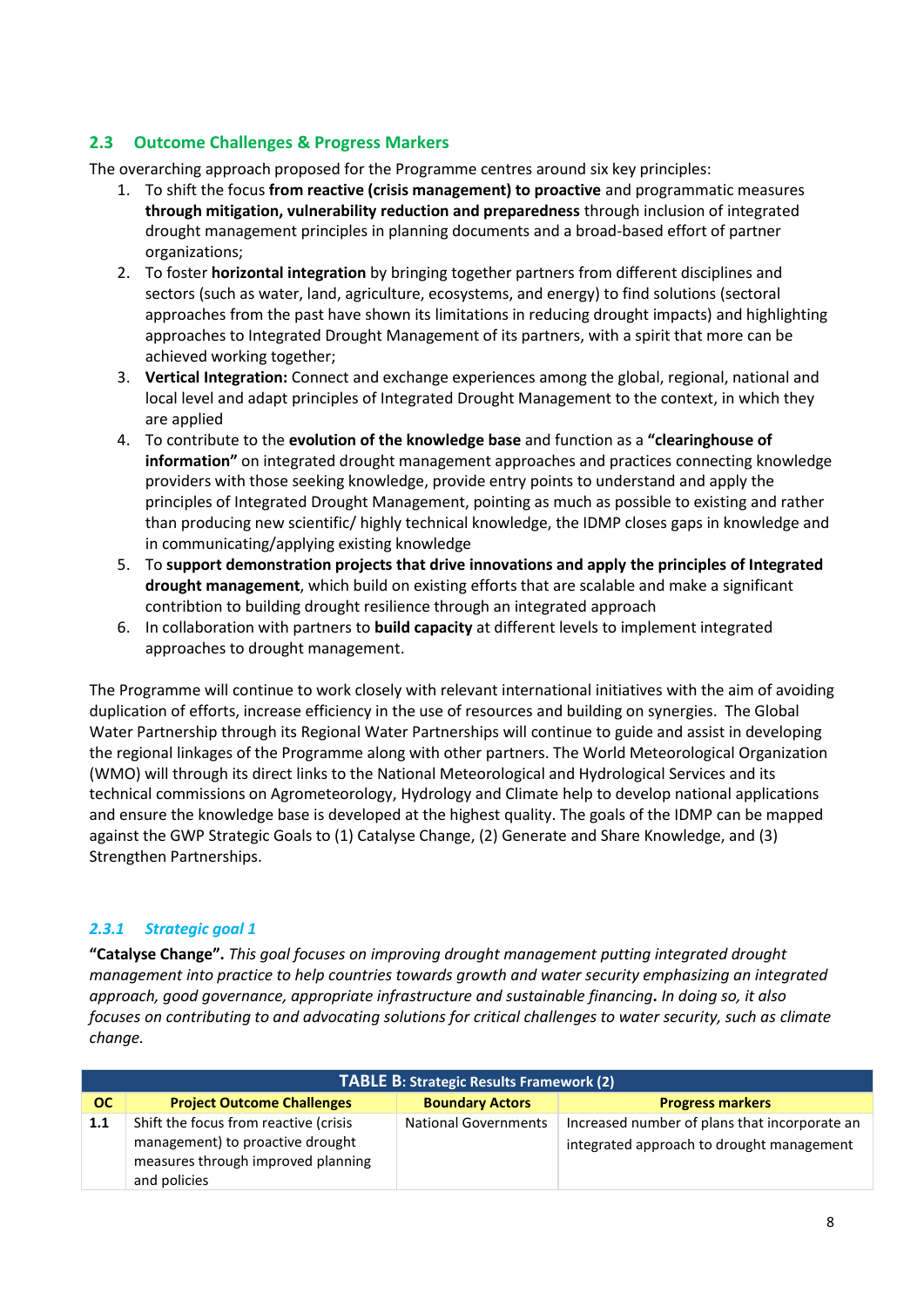## 2.3 Outcome Challenges & Progress Markers

The overarching approach proposed for the Programme centres around six key principles:

1. To shift the focus **from reactive (crisis management) to proactive** and programmatic measures **through mitigation, vulnerability reduction and preparedness** through inclusion of integrated drought management principles in planning documents and a broad-based effort of partner organizations;
2. To foster **horizontal integration** by bringing together partners from different disciplines and sectors (such as water, land, agriculture, ecosystems, and energy) to find solutions (sectoral approaches from the past have shown its limitations in reducing drought impacts) and highlighting approaches to Integrated Drought Management of its partners, with a spirit that more can be achieved working together;
3. **Vertical Integration:** Connect and exchange experiences among the global, regional, national and local level and adapt principles of Integrated Drought Management to the context, in which they are applied
4. To contribute to the **evolution of the knowledge base** and function as a **"clearinghouse of information"** on integrated drought management approaches and practices connecting knowledge providers with those seeking knowledge, provide entry points to understand and apply the principles of Integrated Drought Management, pointing as much as possible to existing and rather than producing new scientific/ highly technical knowledge, the IDMP closes gaps in knowledge and in communicating/applying existing knowledge
5. To **support demonstration projects that drive innovations and apply the principles of Integrated drought management**, which build on existing efforts that are scalable and make a significant contribtion to building drought resilience through an integrated approach
6. In collaboration with partners to **build capacity** at different levels to implement integrated approaches to drought management.

The Programme will continue to work closely with relevant international initiatives with the aim of avoiding duplication of efforts, increase efficiency in the use of resources and building on synergies. The Global Water Partnership through its Regional Water Partnerships will continue to guide and assist in developing the regional linkages of the Programme along with other partners. The World Meteorological Organization (WMO) will through its direct links to the National Meteorological and Hydrological Services and its technical commissions on Agrometeorology, Hydrology and Climate help to develop national applications and ensure the knowledge base is developed at the highest quality. The goals of the IDMP can be mapped against the GWP Strategic Goals to (1) Catalyse Change, (2) Generate and Share Knowledge, and (3) Strengthen Partnerships.

### 2.3.1 *Strategic goal 1*

**"Catalyse Change".** *This goal focuses on improving drought management putting integrated drought management into practice to help countries towards growth and water security emphasizing an integrated approach, good governance, appropriate infrastructure and sustainable financing***.** *In doing so, it also focuses on contributing to and advocating solutions for critical challenges to water security, such as climate change.*

**TABLE B: Strategic Results Framework (2)**

| OC | Project Outcome Challenges | Boundary Actors | Progress markers |
|---|---|---|---|
| **1.1** | Shift the focus from reactive (crisis management) to proactive drought measures through improved planning and policies | National Governments | Increased number of plans that incorporate an integrated approach to drought management |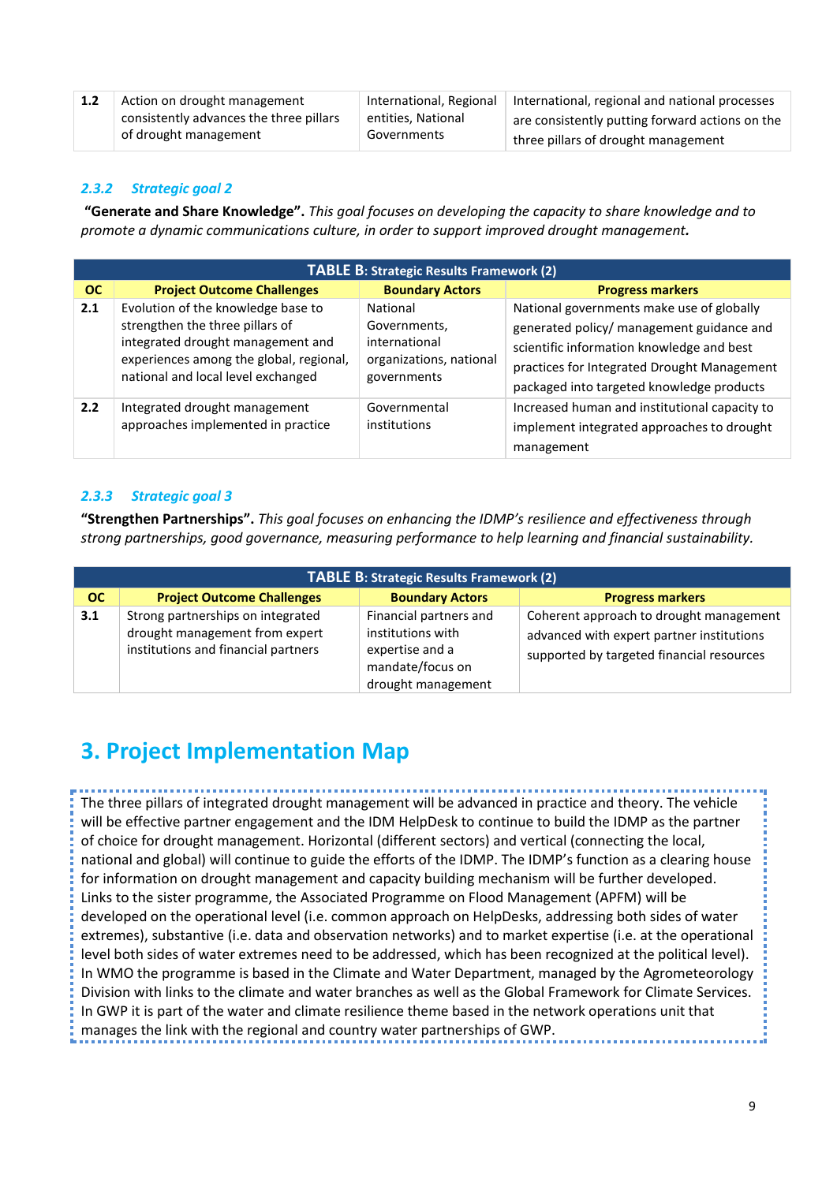| | | | |
|---|---|---|---|
| **1.2** | Action on drought management consistently advances the three pillars of drought management | International, Regional entities, National Governments | International, regional and national processes are consistently putting forward actions on the three pillars of drought management |

### 2.3.2 *Strategic goal 2*

**"Generate and Share Knowledge".** *This goal focuses on developing the capacity to share knowledge and to promote a dynamic communications culture, in order to support improved drought management.*

| **TABLE B: Strategic Results Framework (2)** | | | |
|---|---|---|---|
| **OC** | **Project Outcome Challenges** | **Boundary Actors** | **Progress markers** |
| **2.1** | Evolution of the knowledge base to strengthen the three pillars of integrated drought management and experiences among the global, regional, national and local level exchanged | National Governments, international organizations, national governments | National governments make use of globally generated policy/ management guidance and scientific information knowledge and best practices for Integrated Drought Management packaged into targeted knowledge products |
| **2.2** | Integrated drought management approaches implemented in practice | Governmental institutions | Increased human and institutional capacity to implement integrated approaches to drought management |

### 2.3.3 *Strategic goal 3*

**"Strengthen Partnerships".** *This goal focuses on enhancing the IDMP's resilience and effectiveness through strong partnerships, good governance, measuring performance to help learning and financial sustainability.*

| **TABLE B: Strategic Results Framework (2)** | | | |
|---|---|---|---|
| **OC** | **Project Outcome Challenges** | **Boundary Actors** | **Progress markers** |
| **3.1** | Strong partnerships on integrated drought management from expert institutions and financial partners | Financial partners and institutions with expertise and a mandate/focus on drought management | Coherent approach to drought management advanced with expert partner institutions supported by targeted financial resources |

# 3. Project Implementation Map

The three pillars of integrated drought management will be advanced in practice and theory. The vehicle will be effective partner engagement and the IDM HelpDesk to continue to build the IDMP as the partner of choice for drought management. Horizontal (different sectors) and vertical (connecting the local, national and global) will continue to guide the efforts of the IDMP. The IDMP's function as a clearing house for information on drought management and capacity building mechanism will be further developed. Links to the sister programme, the Associated Programme on Flood Management (APFM) will be developed on the operational level (i.e. common approach on HelpDesks, addressing both sides of water extremes), substantive (i.e. data and observation networks) and to market expertise (i.e. at the operational level both sides of water extremes need to be addressed, which has been recognized at the political level). In WMO the programme is based in the Climate and Water Department, managed by the Agrometeorology Division with links to the climate and water branches as well as the Global Framework for Climate Services. In GWP it is part of the water and climate resilience theme based in the network operations unit that manages the link with the regional and country water partnerships of GWP.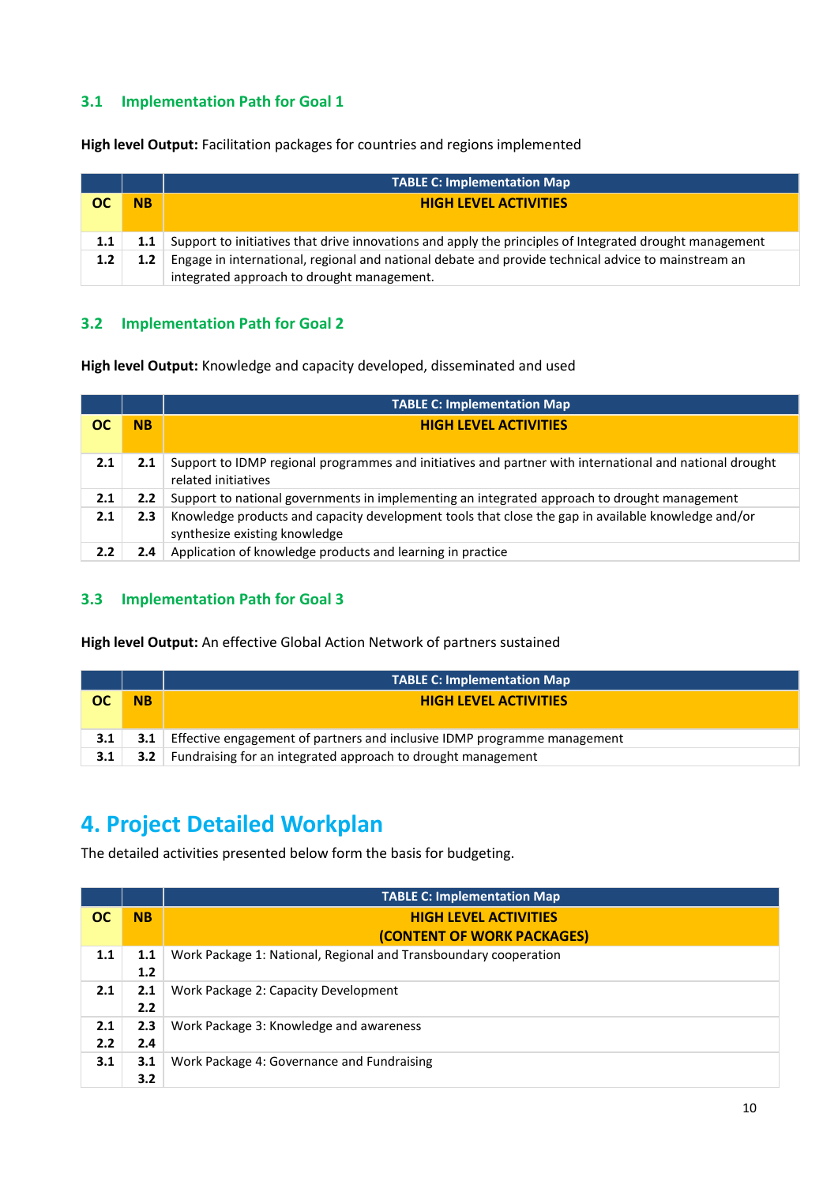## 3.1 Implementation Path for Goal 1

**High level Output:** Facilitation packages for countries and regions implemented

| | | TABLE C: Implementation Map |
|---|---|---|
| **OC** | **NB** | **HIGH LEVEL ACTIVITIES** |
| **1.1** | **1.1** | Support to initiatives that drive innovations and apply the principles of Integrated drought management |
| **1.2** | **1.2** | Engage in international, regional and national debate and provide technical advice to mainstream an integrated approach to drought management. |

## 3.2 Implementation Path for Goal 2

**High level Output:** Knowledge and capacity developed, disseminated and used

| | | TABLE C: Implementation Map |
|---|---|---|
| **OC** | **NB** | **HIGH LEVEL ACTIVITIES** |
| **2.1** | **2.1** | Support to IDMP regional programmes and initiatives and partner with international and national drought related initiatives |
| **2.1** | **2.2** | Support to national governments in implementing an integrated approach to drought management |
| **2.1** | **2.3** | Knowledge products and capacity development tools that close the gap in available knowledge and/or synthesize existing knowledge |
| **2.2** | **2.4** | Application of knowledge products and learning in practice |

## 3.3 Implementation Path for Goal 3

**High level Output:** An effective Global Action Network of partners sustained

| | | TABLE C: Implementation Map |
|---|---|---|
| **OC** | **NB** | **HIGH LEVEL ACTIVITIES** |
| **3.1** | **3.1** | Effective engagement of partners and inclusive IDMP programme management |
| **3.1** | **3.2** | Fundraising for an integrated approach to drought management |

# 4. Project Detailed Workplan

The detailed activities presented below form the basis for budgeting.

| | | TABLE C: Implementation Map |
|---|---|---|
| **OC** | **NB** | **HIGH LEVEL ACTIVITIES (CONTENT OF WORK PACKAGES)** |
| **1.1** | **1.1**<br>**1.2** | Work Package 1: National, Regional and Transboundary cooperation |
| **2.1** | **2.1**<br>**2.2** | Work Package 2: Capacity Development |
| **2.1**<br>**2.2** | **2.3**<br>**2.4** | Work Package 3: Knowledge and awareness |
| **3.1** | **3.1**<br>**3.2** | Work Package 4: Governance and Fundraising |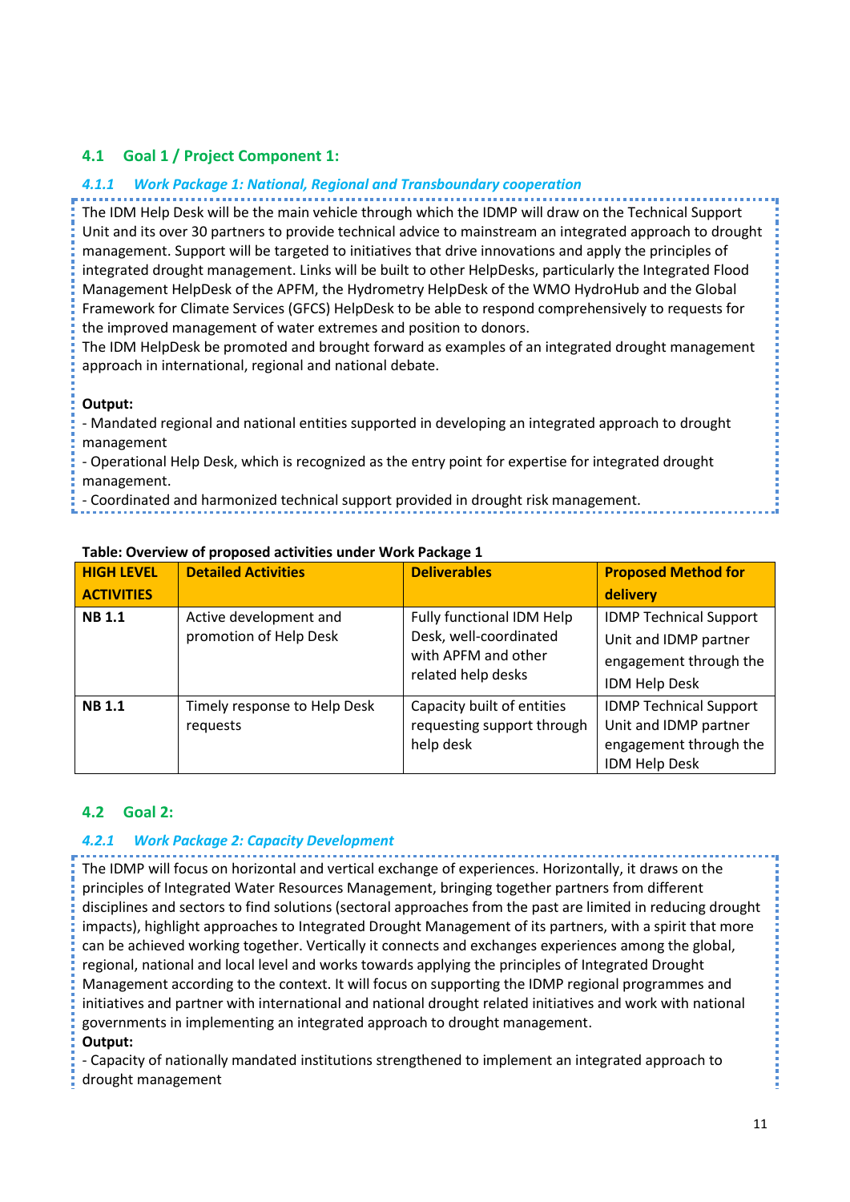## 4.1 Goal 1 / Project Component 1:

### *4.1.1 Work Package 1: National, Regional and Transboundary cooperation*

The IDM Help Desk will be the main vehicle through which the IDMP will draw on the Technical Support Unit and its over 30 partners to provide technical advice to mainstream an integrated approach to drought management. Support will be targeted to initiatives that drive innovations and apply the principles of integrated drought management. Links will be built to other HelpDesks, particularly the Integrated Flood Management HelpDesk of the APFM, the Hydrometry HelpDesk of the WMO HydroHub and the Global Framework for Climate Services (GFCS) HelpDesk to be able to respond comprehensively to requests for the improved management of water extremes and position to donors.
The IDM HelpDesk be promoted and brought forward as examples of an integrated drought management approach in international, regional and national debate.

**Output:**
- Mandated regional and national entities supported in developing an integrated approach to drought management
- Operational Help Desk, which is recognized as the entry point for expertise for integrated drought management.
- Coordinated and harmonized technical support provided in drought risk management.

**Table: Overview of proposed activities under Work Package 1**

| HIGH LEVEL ACTIVITIES | Detailed Activities | Deliverables | Proposed Method for delivery |
|---|---|---|---|
| **NB 1.1** | Active development and promotion of Help Desk | Fully functional IDM Help Desk, well-coordinated with APFM and other related help desks | IDMP Technical Support Unit and IDMP partner engagement through the IDM Help Desk |
| **NB 1.1** | Timely response to Help Desk requests | Capacity built of entities requesting support through help desk | IDMP Technical Support Unit and IDMP partner engagement through the IDM Help Desk |

## 4.2 Goal 2:

### *4.2.1 Work Package 2: Capacity Development*

The IDMP will focus on horizontal and vertical exchange of experiences. Horizontally, it draws on the principles of Integrated Water Resources Management, bringing together partners from different disciplines and sectors to find solutions (sectoral approaches from the past are limited in reducing drought impacts), highlight approaches to Integrated Drought Management of its partners, with a spirit that more can be achieved working together. Vertically it connects and exchanges experiences among the global, regional, national and local level and works towards applying the principles of Integrated Drought Management according to the context. It will focus on supporting the IDMP regional programmes and initiatives and partner with international and national drought related initiatives and work with national governments in implementing an integrated approach to drought management.

**Output:**
- Capacity of nationally mandated institutions strengthened to implement an integrated approach to drought management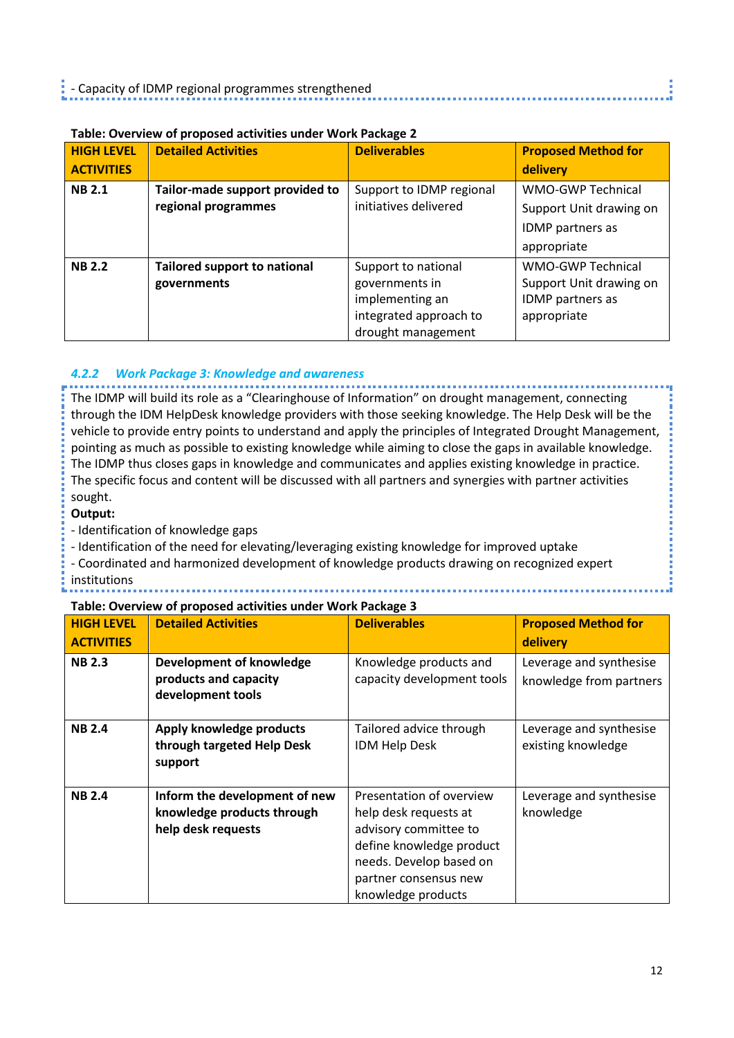- Capacity of IDMP regional programmes strengthened

**Table: Overview of proposed activities under Work Package 2**

| HIGH LEVEL ACTIVITIES | Detailed Activities | Deliverables | Proposed Method for delivery |
|---|---|---|---|
| **NB 2.1** | **Tailor-made support provided to regional programmes** | Support to IDMP regional initiatives delivered | WMO-GWP Technical Support Unit drawing on IDMP partners as appropriate |
| **NB 2.2** | **Tailored support to national governments** | Support to national governments in implementing an integrated approach to drought management | WMO-GWP Technical Support Unit drawing on IDMP partners as appropriate |

### *4.2.2 Work Package 3: Knowledge and awareness*

The IDMP will build its role as a "Clearinghouse of Information" on drought management, connecting through the IDM HelpDesk knowledge providers with those seeking knowledge. The Help Desk will be the vehicle to provide entry points to understand and apply the principles of Integrated Drought Management, pointing as much as possible to existing knowledge while aiming to close the gaps in available knowledge. The IDMP thus closes gaps in knowledge and communicates and applies existing knowledge in practice. The specific focus and content will be discussed with all partners and synergies with partner activities sought.

**Output:**

- Identification of knowledge gaps
- Identification of the need for elevating/leveraging existing knowledge for improved uptake
- Coordinated and harmonized development of knowledge products drawing on recognized expert institutions

**Table: Overview of proposed activities under Work Package 3**

| HIGH LEVEL ACTIVITIES | Detailed Activities | Deliverables | Proposed Method for delivery |
|---|---|---|---|
| **NB 2.3** | **Development of knowledge products and capacity development tools** | Knowledge products and capacity development tools | Leverage and synthesise knowledge from partners |
| **NB 2.4** | **Apply knowledge products through targeted Help Desk support** | Tailored advice through IDM Help Desk | Leverage and synthesise existing knowledge |
| **NB 2.4** | **Inform the development of new knowledge products through help desk requests** | Presentation of overview help desk requests at advisory committee to define knowledge product needs. Develop based on partner consensus new knowledge products | Leverage and synthesise knowledge |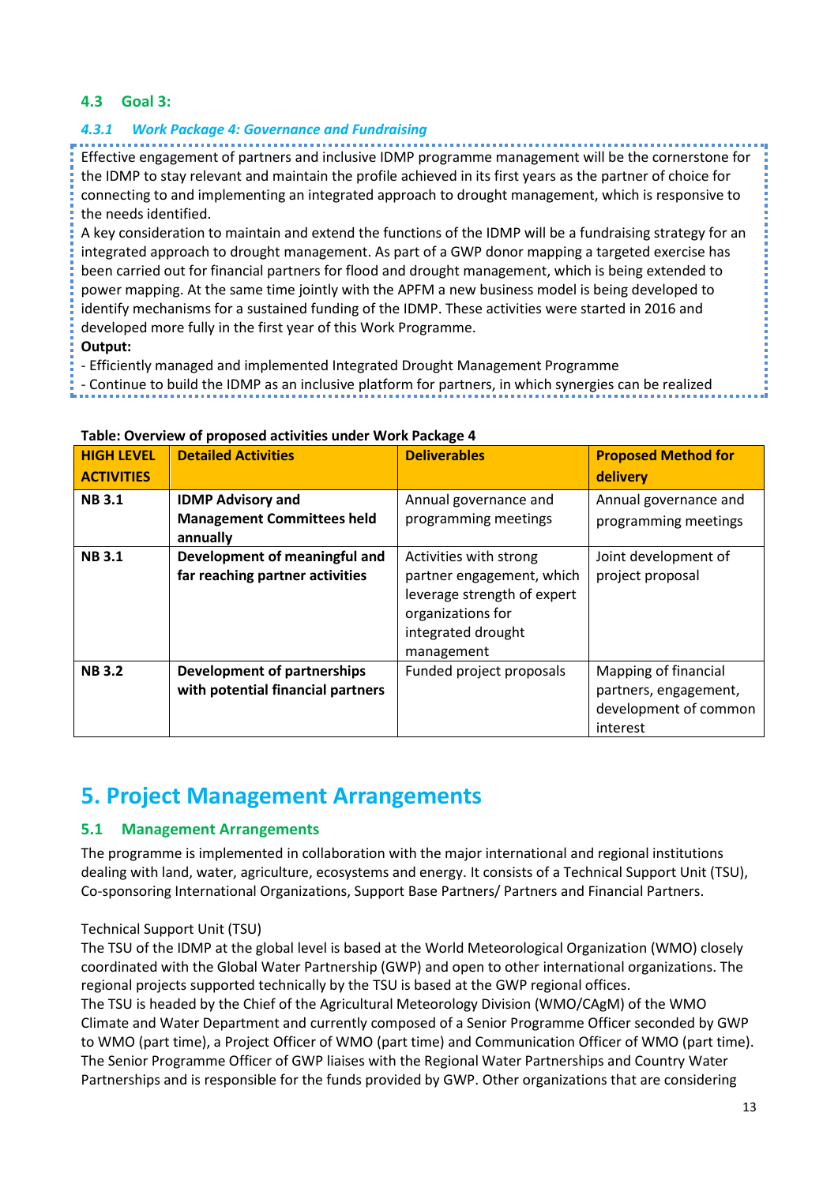## 4.3 Goal 3:

### *4.3.1 Work Package 4: Governance and Fundraising*

Effective engagement of partners and inclusive IDMP programme management will be the cornerstone for the IDMP to stay relevant and maintain the profile achieved in its first years as the partner of choice for connecting to and implementing an integrated approach to drought management, which is responsive to the needs identified.

A key consideration to maintain and extend the functions of the IDMP will be a fundraising strategy for an integrated approach to drought management. As part of a GWP donor mapping a targeted exercise has been carried out for financial partners for flood and drought management, which is being extended to power mapping. At the same time jointly with the APFM a new business model is being developed to identify mechanisms for a sustained funding of the IDMP. These activities were started in 2016 and developed more fully in the first year of this Work Programme.

**Output:**

- Efficiently managed and implemented Integrated Drought Management Programme
- Continue to build the IDMP as an inclusive platform for partners, in which synergies can be realized

**Table: Overview of proposed activities under Work Package 4**

| HIGH LEVEL ACTIVITIES | Detailed Activities | Deliverables | Proposed Method for delivery |
|---|---|---|---|
| **NB 3.1** | **IDMP Advisory and Management Committees held annually** | Annual governance and programming meetings | Annual governance and programming meetings |
| **NB 3.1** | **Development of meaningful and far reaching partner activities** | Activities with strong partner engagement, which leverage strength of expert organizations for integrated drought management | Joint development of project proposal |
| **NB 3.2** | **Development of partnerships with potential financial partners** | Funded project proposals | Mapping of financial partners, engagement, development of common interest |

# 5. Project Management Arrangements

## 5.1 Management Arrangements

The programme is implemented in collaboration with the major international and regional institutions dealing with land, water, agriculture, ecosystems and energy. It consists of a Technical Support Unit (TSU), Co-sponsoring International Organizations, Support Base Partners/ Partners and Financial Partners.

Technical Support Unit (TSU)

The TSU of the IDMP at the global level is based at the World Meteorological Organization (WMO) closely coordinated with the Global Water Partnership (GWP) and open to other international organizations. The regional projects supported technically by the TSU is based at the GWP regional offices.

The TSU is headed by the Chief of the Agricultural Meteorology Division (WMO/CAgM) of the WMO Climate and Water Department and currently composed of a Senior Programme Officer seconded by GWP to WMO (part time), a Project Officer of WMO (part time) and Communication Officer of WMO (part time). The Senior Programme Officer of GWP liaises with the Regional Water Partnerships and Country Water Partnerships and is responsible for the funds provided by GWP. Other organizations that are considering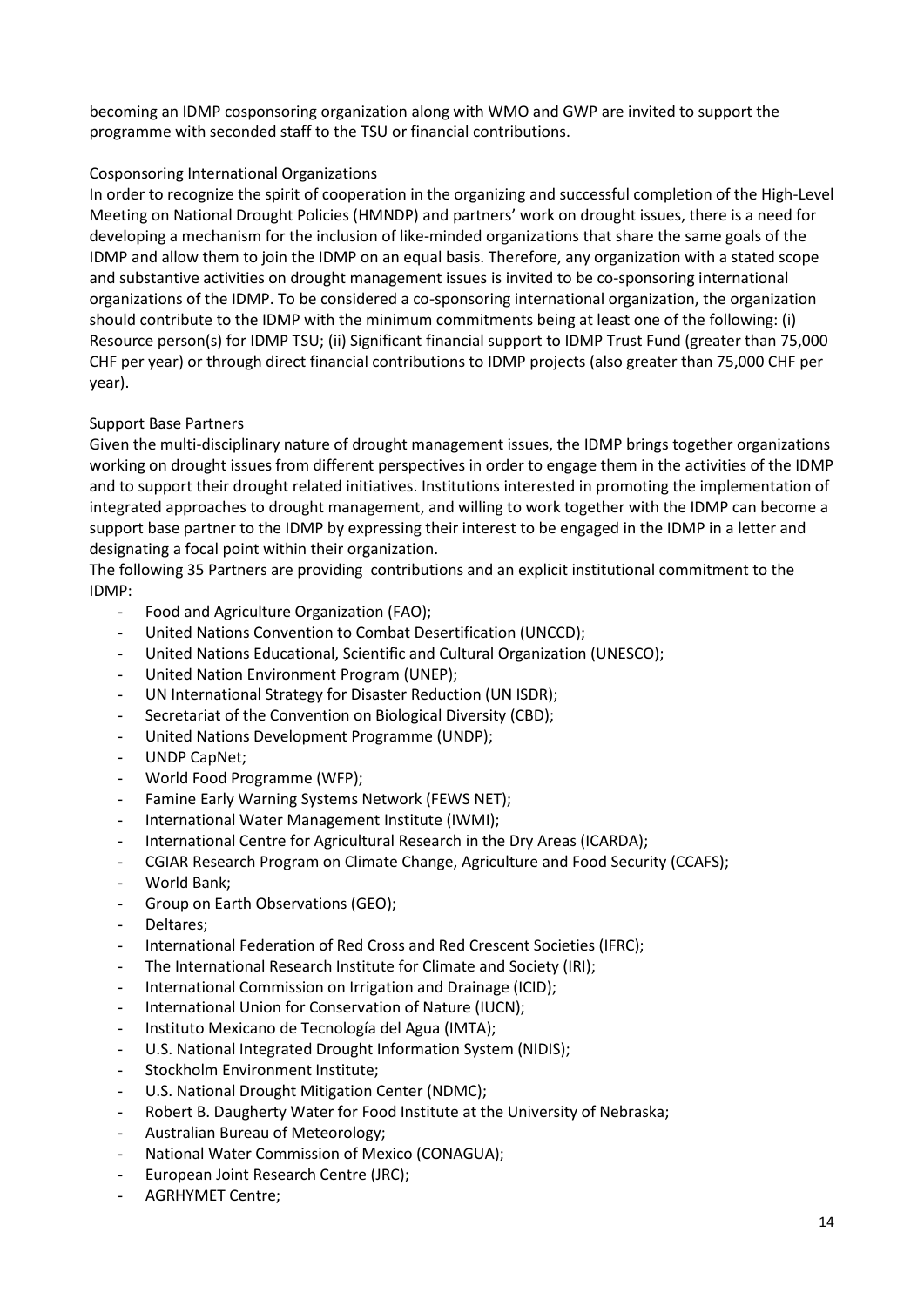becoming an IDMP cosponsoring organization along with WMO and GWP are invited to support the programme with seconded staff to the TSU or financial contributions.

### Cosponsoring International Organizations

In order to recognize the spirit of cooperation in the organizing and successful completion of the High-Level Meeting on National Drought Policies (HMNDP) and partners' work on drought issues, there is a need for developing a mechanism for the inclusion of like-minded organizations that share the same goals of the IDMP and allow them to join the IDMP on an equal basis. Therefore, any organization with a stated scope and substantive activities on drought management issues is invited to be co-sponsoring international organizations of the IDMP. To be considered a co-sponsoring international organization, the organization should contribute to the IDMP with the minimum commitments being at least one of the following: (i) Resource person(s) for IDMP TSU; (ii) Significant financial support to IDMP Trust Fund (greater than 75,000 CHF per year) or through direct financial contributions to IDMP projects (also greater than 75,000 CHF per year).

### Support Base Partners

Given the multi-disciplinary nature of drought management issues, the IDMP brings together organizations working on drought issues from different perspectives in order to engage them in the activities of the IDMP and to support their drought related initiatives. Institutions interested in promoting the implementation of integrated approaches to drought management, and willing to work together with the IDMP can become a support base partner to the IDMP by expressing their interest to be engaged in the IDMP in a letter and designating a focal point within their organization.

The following 35 Partners are providing contributions and an explicit institutional commitment to the IDMP:

- Food and Agriculture Organization (FAO);
- United Nations Convention to Combat Desertification (UNCCD);
- United Nations Educational, Scientific and Cultural Organization (UNESCO);
- United Nation Environment Program (UNEP);
- UN International Strategy for Disaster Reduction (UN ISDR);
- Secretariat of the Convention on Biological Diversity (CBD);
- United Nations Development Programme (UNDP);
- UNDP CapNet;
- World Food Programme (WFP);
- Famine Early Warning Systems Network (FEWS NET);
- International Water Management Institute (IWMI);
- International Centre for Agricultural Research in the Dry Areas (ICARDA);
- CGIAR Research Program on Climate Change, Agriculture and Food Security (CCAFS);
- World Bank;
- Group on Earth Observations (GEO);
- Deltares;
- International Federation of Red Cross and Red Crescent Societies (IFRC);
- The International Research Institute for Climate and Society (IRI);
- International Commission on Irrigation and Drainage (ICID);
- International Union for Conservation of Nature (IUCN);
- Instituto Mexicano de Tecnología del Agua (IMTA);
- U.S. National Integrated Drought Information System (NIDIS);
- Stockholm Environment Institute;
- U.S. National Drought Mitigation Center (NDMC);
- Robert B. Daugherty Water for Food Institute at the University of Nebraska;
- Australian Bureau of Meteorology;
- National Water Commission of Mexico (CONAGUA);
- European Joint Research Centre (JRC);
- AGRHYMET Centre;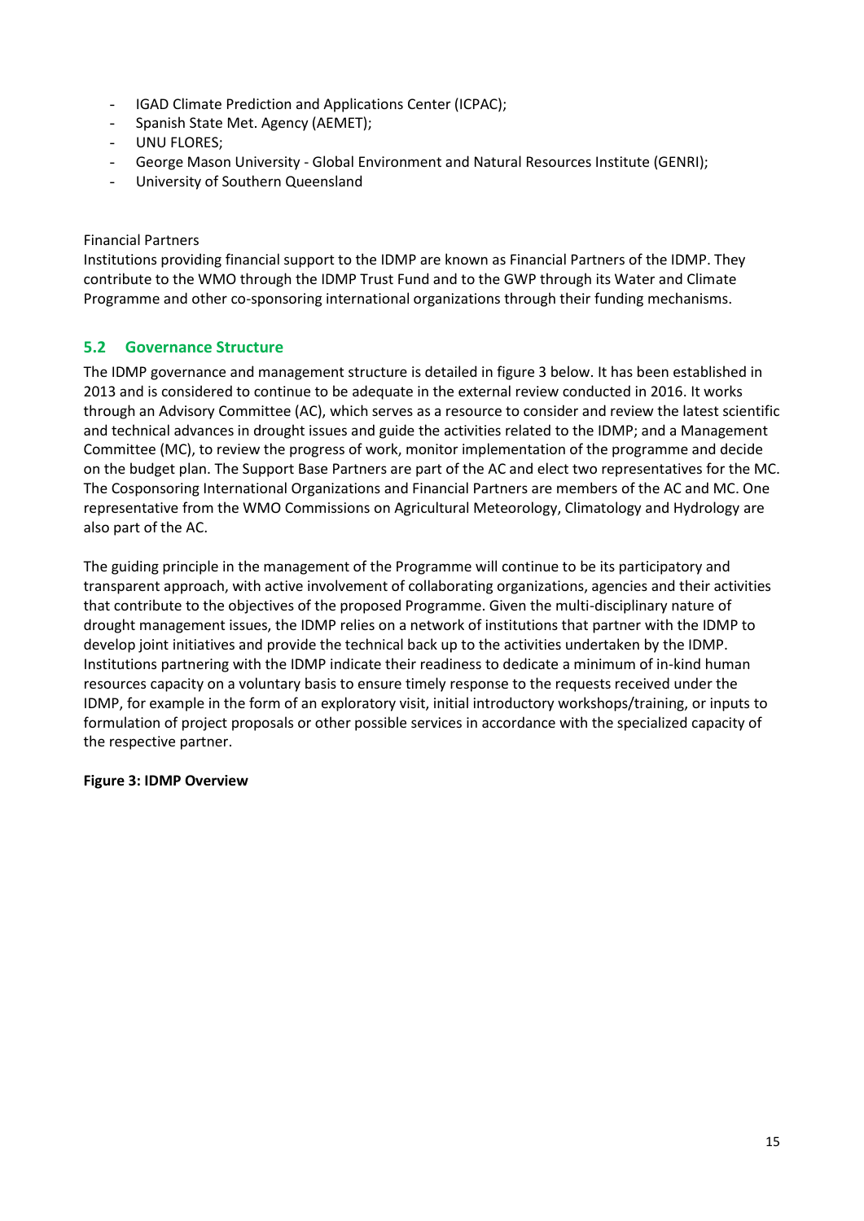- IGAD Climate Prediction and Applications Center (ICPAC);
- Spanish State Met. Agency (AEMET);
- UNU FLORES;
- George Mason University - Global Environment and Natural Resources Institute (GENRI);
- University of Southern Queensland

Financial Partners

Institutions providing financial support to the IDMP are known as Financial Partners of the IDMP. They contribute to the WMO through the IDMP Trust Fund and to the GWP through its Water and Climate Programme and other co-sponsoring international organizations through their funding mechanisms.

## 5.2 Governance Structure

The IDMP governance and management structure is detailed in figure 3 below. It has been established in 2013 and is considered to continue to be adequate in the external review conducted in 2016. It works through an Advisory Committee (AC), which serves as a resource to consider and review the latest scientific and technical advances in drought issues and guide the activities related to the IDMP; and a Management Committee (MC), to review the progress of work, monitor implementation of the programme and decide on the budget plan. The Support Base Partners are part of the AC and elect two representatives for the MC. The Cosponsoring International Organizations and Financial Partners are members of the AC and MC. One representative from the WMO Commissions on Agricultural Meteorology, Climatology and Hydrology are also part of the AC.

The guiding principle in the management of the Programme will continue to be its participatory and transparent approach, with active involvement of collaborating organizations, agencies and their activities that contribute to the objectives of the proposed Programme. Given the multi-disciplinary nature of drought management issues, the IDMP relies on a network of institutions that partner with the IDMP to develop joint initiatives and provide the technical back up to the activities undertaken by the IDMP. Institutions partnering with the IDMP indicate their readiness to dedicate a minimum of in-kind human resources capacity on a voluntary basis to ensure timely response to the requests received under the IDMP, for example in the form of an exploratory visit, initial introductory workshops/training, or inputs to formulation of project proposals or other possible services in accordance with the specialized capacity of the respective partner.

**Figure 3: IDMP Overview**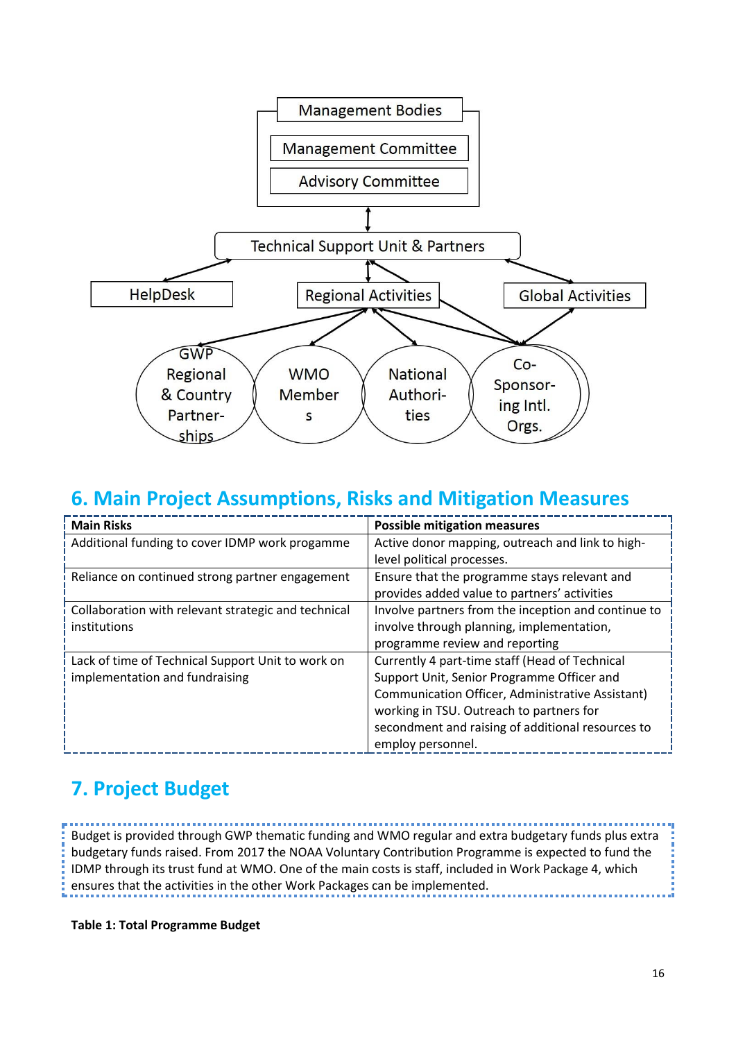Management Bodies

Management Committee

Advisory Committee

Technical Support Unit & Partners

HelpDesk

Regional Activities

Global Activities

GWP Regional & Country Partner-ships

WMO Members

National Authori-ties

Co-Sponsor-ing Intl. Orgs.

## 6. Main Project Assumptions, Risks and Mitigation Measures

| Main Risks | Possible mitigation measures |
|---|---|
| Additional funding to cover IDMP work progamme | Active donor mapping, outreach and link to high-level political processes. |
| Reliance on continued strong partner engagement | Ensure that the programme stays relevant and provides added value to partners' activities |
| Collaboration with relevant strategic and technical institutions | Involve partners from the inception and continue to involve through planning, implementation, programme review and reporting |
| Lack of time of Technical Support Unit to work on implementation and fundraising | Currently 4 part-time staff (Head of Technical Support Unit, Senior Programme Officer and Communication Officer, Administrative Assistant) working in TSU. Outreach to partners for secondment and raising of additional resources to employ personnel. |

## 7. Project Budget

Budget is provided through GWP thematic funding and WMO regular and extra budgetary funds plus extra budgetary funds raised. From 2017 the NOAA Voluntary Contribution Programme is expected to fund the IDMP through its trust fund at WMO. One of the main costs is staff, included in Work Package 4, which ensures that the activities in the other Work Packages can be implemented.

**Table 1: Total Programme Budget**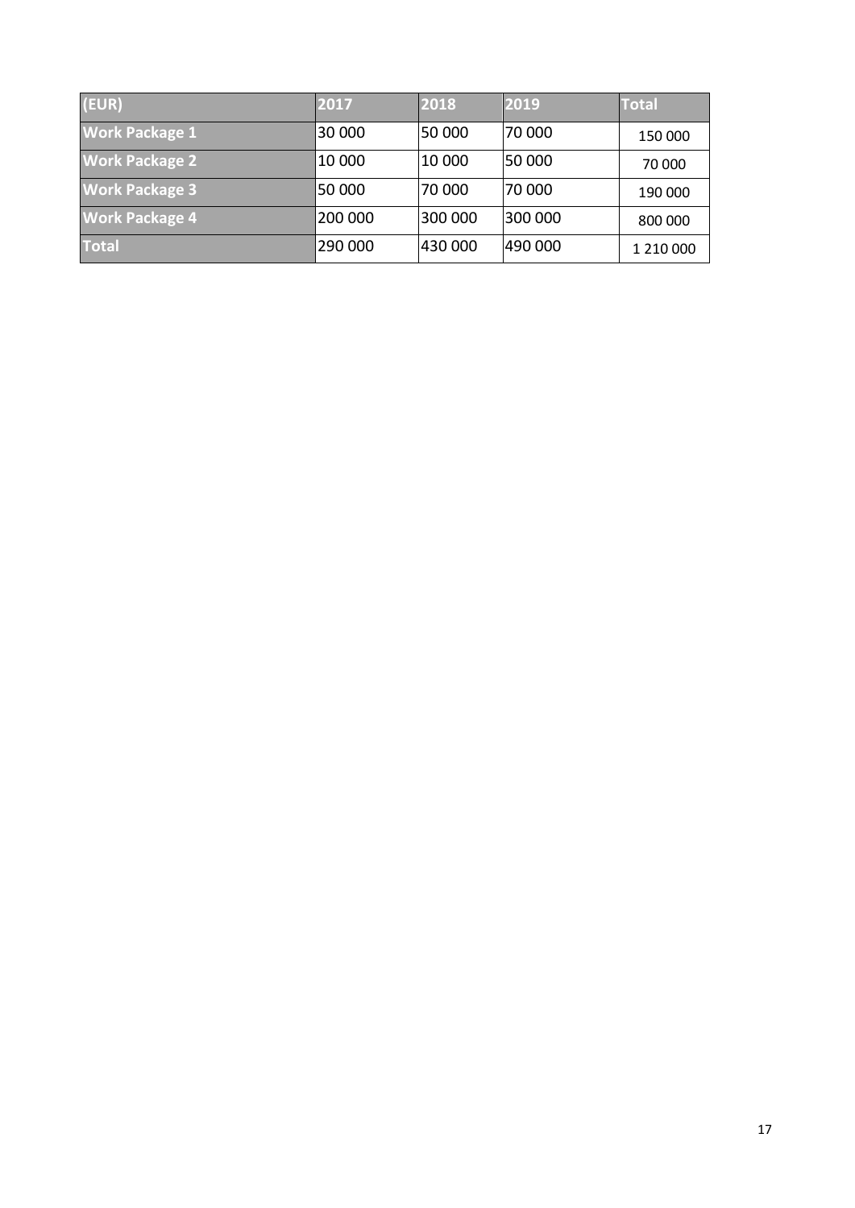| (EUR) | 2017 | 2018 | 2019 | Total |
|---|---|---|---|---|
| Work Package 1 | 30 000 | 50 000 | 70 000 | 150 000 |
| Work Package 2 | 10 000 | 10 000 | 50 000 | 70 000 |
| Work Package 3 | 50 000 | 70 000 | 70 000 | 190 000 |
| Work Package 4 | 200 000 | 300 000 | 300 000 | 800 000 |
| Total | 290 000 | 430 000 | 490 000 | 1 210 000 |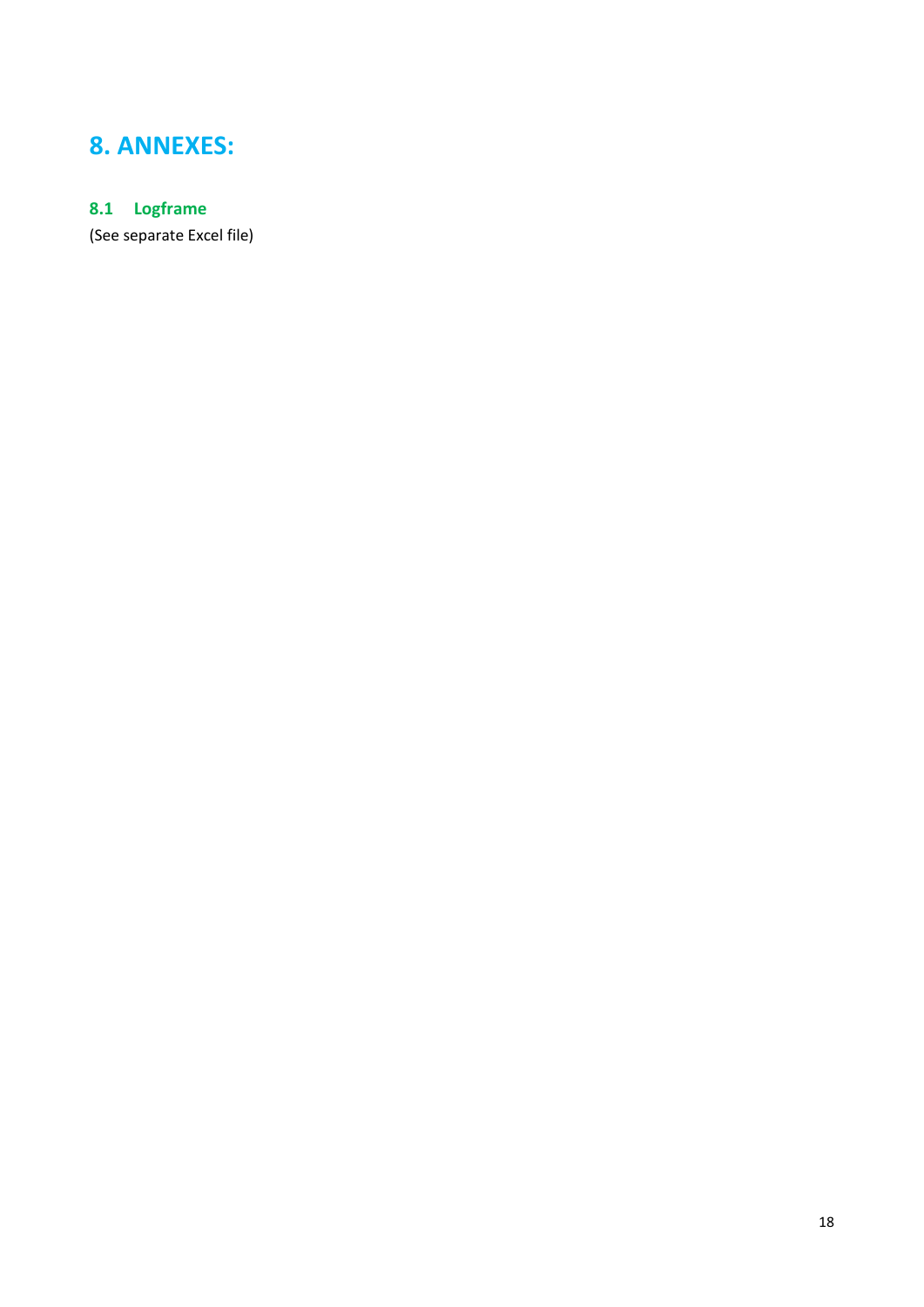# 8. ANNEXES:

## 8.1 Logframe

(See separate Excel file)